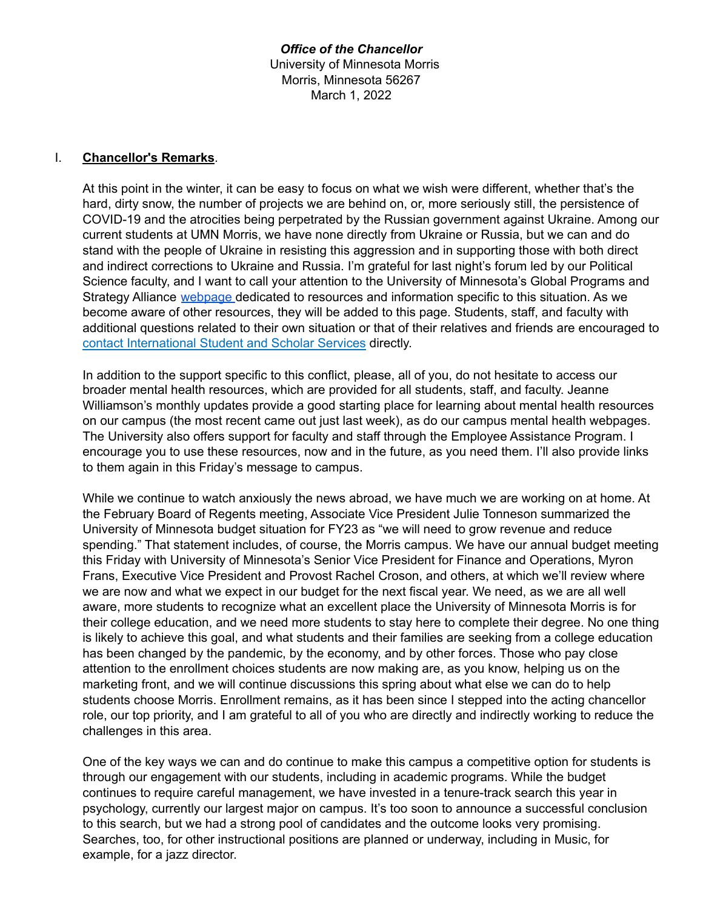***Office of the Chancellor***
University of Minnesota Morris
Morris, Minnesota 56267
March 1, 2022

I. **Chancellor's Remarks**.

At this point in the winter, it can be easy to focus on what we wish were different, whether that's the hard, dirty snow, the number of projects we are behind on, or, more seriously still, the persistence of COVID-19 and the atrocities being perpetrated by the Russian government against Ukraine. Among our current students at UMN Morris, we have none directly from Ukraine or Russia, but we can and do stand with the people of Ukraine in resisting this aggression and in supporting those with both direct and indirect corrections to Ukraine and Russia. I'm grateful for last night's forum led by our Political Science faculty, and I want to call your attention to the University of Minnesota's Global Programs and Strategy Alliance [webpage](#) dedicated to resources and information specific to this situation. As we become aware of other resources, they will be added to this page. Students, staff, and faculty with additional questions related to their own situation or that of their relatives and friends are encouraged to [contact International Student and Scholar Services](#) directly.

In addition to the support specific to this conflict, please, all of you, do not hesitate to access our broader mental health resources, which are provided for all students, staff, and faculty. Jeanne Williamson's monthly updates provide a good starting place for learning about mental health resources on our campus (the most recent came out just last week), as do our campus mental health webpages. The University also offers support for faculty and staff through the Employee Assistance Program. I encourage you to use these resources, now and in the future, as you need them. I'll also provide links to them again in this Friday's message to campus.

While we continue to watch anxiously the news abroad, we have much we are working on at home. At the February Board of Regents meeting, Associate Vice President Julie Tonneson summarized the University of Minnesota budget situation for FY23 as "we will need to grow revenue and reduce spending." That statement includes, of course, the Morris campus. We have our annual budget meeting this Friday with University of Minnesota's Senior Vice President for Finance and Operations, Myron Frans, Executive Vice President and Provost Rachel Croson, and others, at which we'll review where we are now and what we expect in our budget for the next fiscal year. We need, as we are all well aware, more students to recognize what an excellent place the University of Minnesota Morris is for their college education, and we need more students to stay here to complete their degree. No one thing is likely to achieve this goal, and what students and their families are seeking from a college education has been changed by the pandemic, by the economy, and by other forces. Those who pay close attention to the enrollment choices students are now making are, as you know, helping us on the marketing front, and we will continue discussions this spring about what else we can do to help students choose Morris. Enrollment remains, as it has been since I stepped into the acting chancellor role, our top priority, and I am grateful to all of you who are directly and indirectly working to reduce the challenges in this area.

One of the key ways we can and do continue to make this campus a competitive option for students is through our engagement with our students, including in academic programs. While the budget continues to require careful management, we have invested in a tenure-track search this year in psychology, currently our largest major on campus. It's too soon to announce a successful conclusion to this search, but we had a strong pool of candidates and the outcome looks very promising. Searches, too, for other instructional positions are planned or underway, including in Music, for example, for a jazz director.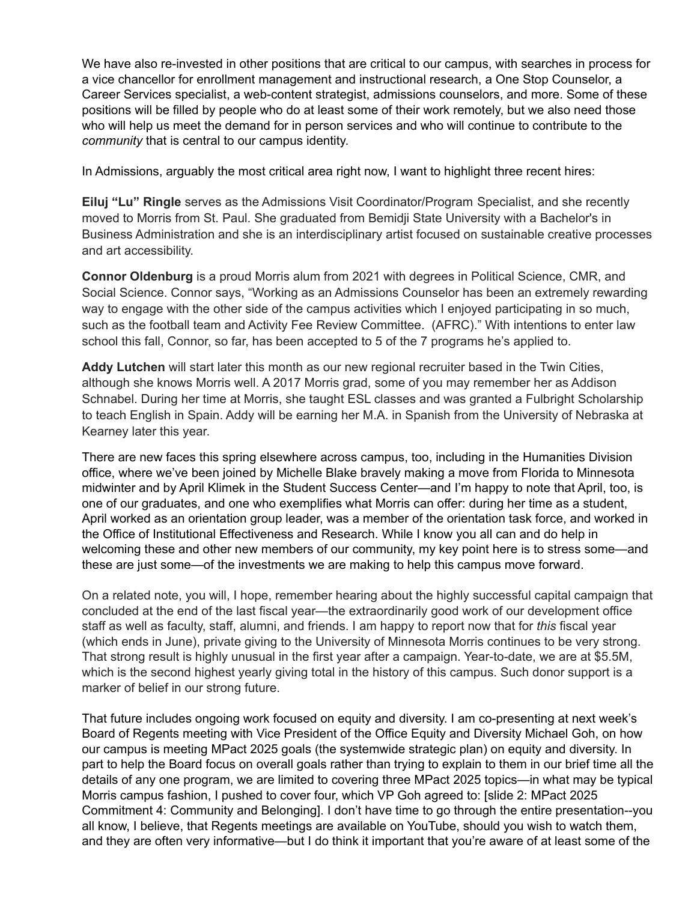We have also re-invested in other positions that are critical to our campus, with searches in process for a vice chancellor for enrollment management and instructional research, a One Stop Counselor, a Career Services specialist, a web-content strategist, admissions counselors, and more. Some of these positions will be filled by people who do at least some of their work remotely, but we also need those who will help us meet the demand for in person services and who will continue to contribute to the *community* that is central to our campus identity.

In Admissions, arguably the most critical area right now, I want to highlight three recent hires:

**Eiluj "Lu" Ringle** serves as the Admissions Visit Coordinator/Program Specialist, and she recently moved to Morris from St. Paul. She graduated from Bemidji State University with a Bachelor's in Business Administration and she is an interdisciplinary artist focused on sustainable creative processes and art accessibility.

**Connor Oldenburg** is a proud Morris alum from 2021 with degrees in Political Science, CMR, and Social Science. Connor says, "Working as an Admissions Counselor has been an extremely rewarding way to engage with the other side of the campus activities which I enjoyed participating in so much, such as the football team and Activity Fee Review Committee. (AFRC)." With intentions to enter law school this fall, Connor, so far, has been accepted to 5 of the 7 programs he's applied to.

**Addy Lutchen** will start later this month as our new regional recruiter based in the Twin Cities, although she knows Morris well. A 2017 Morris grad, some of you may remember her as Addison Schnabel. During her time at Morris, she taught ESL classes and was granted a Fulbright Scholarship to teach English in Spain. Addy will be earning her M.A. in Spanish from the University of Nebraska at Kearney later this year.

There are new faces this spring elsewhere across campus, too, including in the Humanities Division office, where we've been joined by Michelle Blake bravely making a move from Florida to Minnesota midwinter and by April Klimek in the Student Success Center—and I'm happy to note that April, too, is one of our graduates, and one who exemplifies what Morris can offer: during her time as a student, April worked as an orientation group leader, was a member of the orientation task force, and worked in the Office of Institutional Effectiveness and Research. While I know you all can and do help in welcoming these and other new members of our community, my key point here is to stress some—and these are just some—of the investments we are making to help this campus move forward.

On a related note, you will, I hope, remember hearing about the highly successful capital campaign that concluded at the end of the last fiscal year—the extraordinarily good work of our development office staff as well as faculty, staff, alumni, and friends. I am happy to report now that for *this* fiscal year (which ends in June), private giving to the University of Minnesota Morris continues to be very strong. That strong result is highly unusual in the first year after a campaign. Year-to-date, we are at $5.5M, which is the second highest yearly giving total in the history of this campus. Such donor support is a marker of belief in our strong future.

That future includes ongoing work focused on equity and diversity. I am co-presenting at next week's Board of Regents meeting with Vice President of the Office Equity and Diversity Michael Goh, on how our campus is meeting MPact 2025 goals (the systemwide strategic plan) on equity and diversity. In part to help the Board focus on overall goals rather than trying to explain to them in our brief time all the details of any one program, we are limited to covering three MPact 2025 topics—in what may be typical Morris campus fashion, I pushed to cover four, which VP Goh agreed to: [slide 2: MPact 2025 Commitment 4: Community and Belonging]. I don't have time to go through the entire presentation--you all know, I believe, that Regents meetings are available on YouTube, should you wish to watch them, and they are often very informative—but I do think it important that you're aware of at least some of the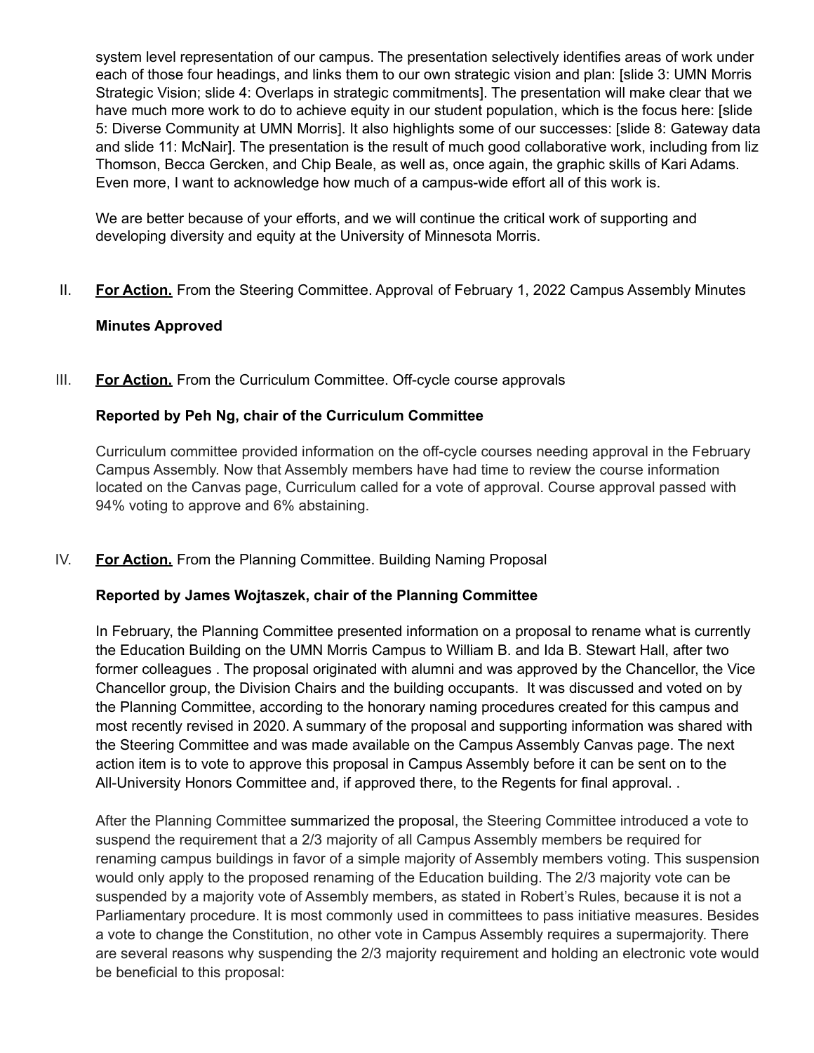system level representation of our campus. The presentation selectively identifies areas of work under each of those four headings, and links them to our own strategic vision and plan: [slide 3: UMN Morris Strategic Vision; slide 4: Overlaps in strategic commitments]. The presentation will make clear that we have much more work to do to achieve equity in our student population, which is the focus here: [slide 5: Diverse Community at UMN Morris]. It also highlights some of our successes: [slide 8: Gateway data and slide 11: McNair]. The presentation is the result of much good collaborative work, including from liz Thomson, Becca Gercken, and Chip Beale, as well as, once again, the graphic skills of Kari Adams. Even more, I want to acknowledge how much of a campus-wide effort all of this work is.

We are better because of your efforts, and we will continue the critical work of supporting and developing diversity and equity at the University of Minnesota Morris.

II. **For Action.** From the Steering Committee. Approval of February 1, 2022 Campus Assembly Minutes

**Minutes Approved**

III. **For Action.** From the Curriculum Committee. Off-cycle course approvals

**Reported by Peh Ng, chair of the Curriculum Committee**

Curriculum committee provided information on the off-cycle courses needing approval in the February Campus Assembly. Now that Assembly members have had time to review the course information located on the Canvas page, Curriculum called for a vote of approval. Course approval passed with 94% voting to approve and 6% abstaining.

IV. **For Action.** From the Planning Committee. Building Naming Proposal

**Reported by James Wojtaszek, chair of the Planning Committee**

In February, the Planning Committee presented information on a proposal to rename what is currently the Education Building on the UMN Morris Campus to William B. and Ida B. Stewart Hall, after two former colleagues . The proposal originated with alumni and was approved by the Chancellor, the Vice Chancellor group, the Division Chairs and the building occupants. It was discussed and voted on by the Planning Committee, according to the honorary naming procedures created for this campus and most recently revised in 2020. A summary of the proposal and supporting information was shared with the Steering Committee and was made available on the Campus Assembly Canvas page. The next action item is to vote to approve this proposal in Campus Assembly before it can be sent on to the All-University Honors Committee and, if approved there, to the Regents for final approval. .

After the Planning Committee summarized the proposal, the Steering Committee introduced a vote to suspend the requirement that a 2/3 majority of all Campus Assembly members be required for renaming campus buildings in favor of a simple majority of Assembly members voting. This suspension would only apply to the proposed renaming of the Education building. The 2/3 majority vote can be suspended by a majority vote of Assembly members, as stated in Robert's Rules, because it is not a Parliamentary procedure. It is most commonly used in committees to pass initiative measures. Besides a vote to change the Constitution, no other vote in Campus Assembly requires a supermajority. There are several reasons why suspending the 2/3 majority requirement and holding an electronic vote would be beneficial to this proposal: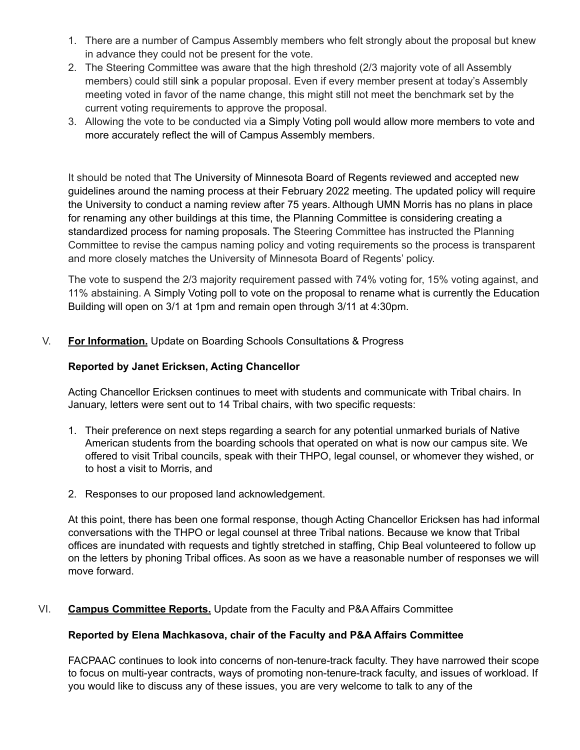1. There are a number of Campus Assembly members who felt strongly about the proposal but knew in advance they could not be present for the vote.
2. The Steering Committee was aware that the high threshold (2/3 majority vote of all Assembly members) could still sink a popular proposal. Even if every member present at today's Assembly meeting voted in favor of the name change, this might still not meet the benchmark set by the current voting requirements to approve the proposal.
3. Allowing the vote to be conducted via a Simply Voting poll would allow more members to vote and more accurately reflect the will of Campus Assembly members.

It should be noted that The University of Minnesota Board of Regents reviewed and accepted new guidelines around the naming process at their February 2022 meeting. The updated policy will require the University to conduct a naming review after 75 years. Although UMN Morris has no plans in place for renaming any other buildings at this time, the Planning Committee is considering creating a standardized process for naming proposals. The Steering Committee has instructed the Planning Committee to revise the campus naming policy and voting requirements so the process is transparent and more closely matches the University of Minnesota Board of Regents' policy.

The vote to suspend the 2/3 majority requirement passed with 74% voting for, 15% voting against, and 11% abstaining. A Simply Voting poll to vote on the proposal to rename what is currently the Education Building will open on 3/1 at 1pm and remain open through 3/11 at 4:30pm.

V. **For Information.** Update on Boarding Schools Consultations & Progress

**Reported by Janet Ericksen, Acting Chancellor**

Acting Chancellor Ericksen continues to meet with students and communicate with Tribal chairs. In January, letters were sent out to 14 Tribal chairs, with two specific requests:

1. Their preference on next steps regarding a search for any potential unmarked burials of Native American students from the boarding schools that operated on what is now our campus site. We offered to visit Tribal councils, speak with their THPO, legal counsel, or whomever they wished, or to host a visit to Morris, and
2. Responses to our proposed land acknowledgement.

At this point, there has been one formal response, though Acting Chancellor Ericksen has had informal conversations with the THPO or legal counsel at three Tribal nations. Because we know that Tribal offices are inundated with requests and tightly stretched in staffing, Chip Beal volunteered to follow up on the letters by phoning Tribal offices. As soon as we have a reasonable number of responses we will move forward.

VI. **Campus Committee Reports.** Update from the Faculty and P&A Affairs Committee

**Reported by Elena Machkasova, chair of the Faculty and P&A Affairs Committee**

FACPAAC continues to look into concerns of non-tenure-track faculty. They have narrowed their scope to focus on multi-year contracts, ways of promoting non-tenure-track faculty, and issues of workload. If you would like to discuss any of these issues, you are very welcome to talk to any of the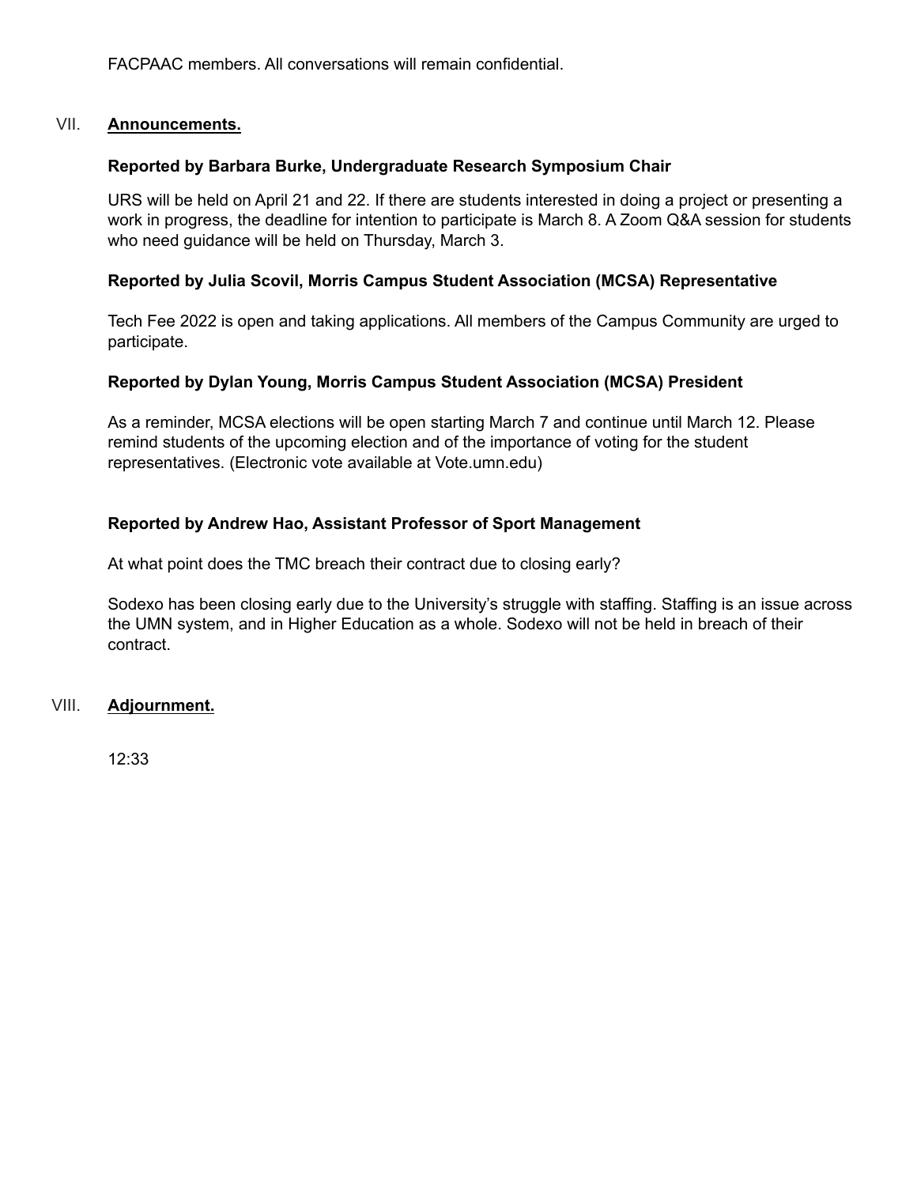FACPAAC members. All conversations will remain confidential.

## VII. Announcements.

**Reported by Barbara Burke, Undergraduate Research Symposium Chair**

URS will be held on April 21 and 22. If there are students interested in doing a project or presenting a work in progress, the deadline for intention to participate is March 8. A Zoom Q&A session for students who need guidance will be held on Thursday, March 3.

**Reported by Julia Scovil, Morris Campus Student Association (MCSA) Representative**

Tech Fee 2022 is open and taking applications. All members of the Campus Community are urged to participate.

**Reported by Dylan Young, Morris Campus Student Association (MCSA) President**

As a reminder, MCSA elections will be open starting March 7 and continue until March 12. Please remind students of the upcoming election and of the importance of voting for the student representatives. (Electronic vote available at Vote.umn.edu)

**Reported by Andrew Hao, Assistant Professor of Sport Management**

At what point does the TMC breach their contract due to closing early?

Sodexo has been closing early due to the University's struggle with staffing. Staffing is an issue across the UMN system, and in Higher Education as a whole. Sodexo will not be held in breach of their contract.

## VIII. Adjournment.

12:33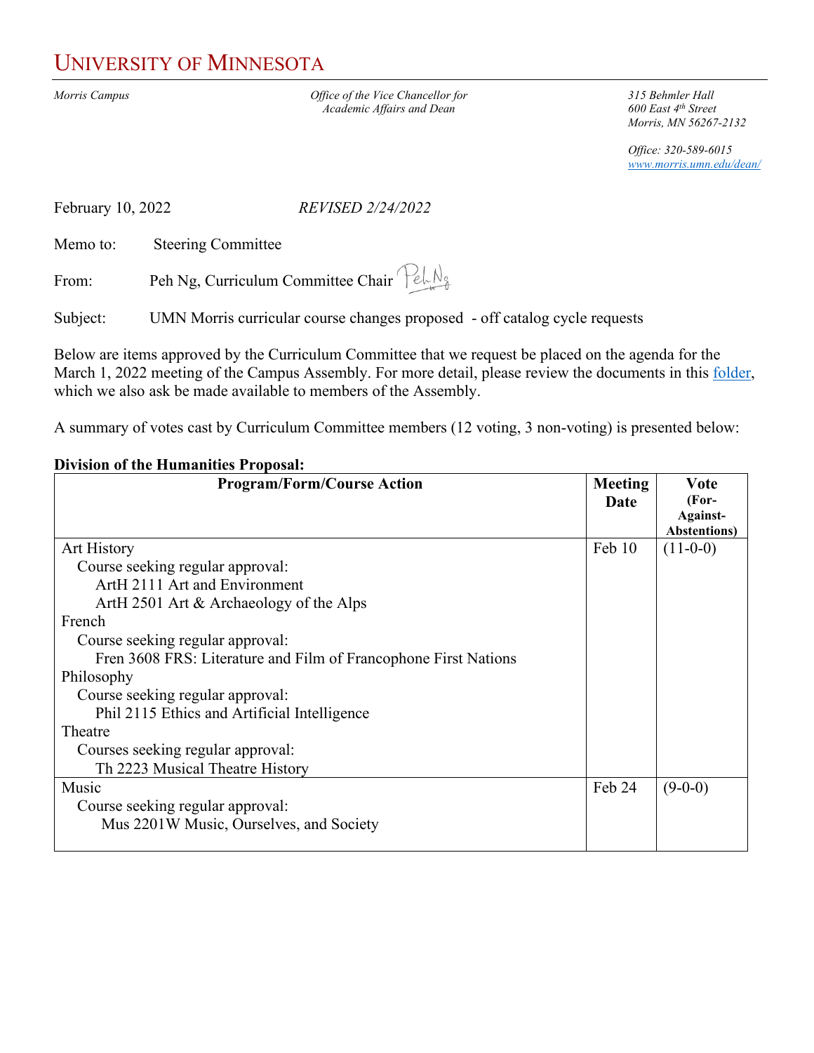# UNIVERSITY OF MINNESOTA

*Morris Campus*

*Office of the Vice Chancellor for Academic Affairs and Dean*

*315 Behmler Hall*
*600 East 4th Street*
*Morris, MN 56267-2132*

*Office: 320-589-6015*
*www.morris.umn.edu/dean/*

February 10, 2022 *REVISED 2/24/2022*

Memo to: Steering Committee

From: Peh Ng, Curriculum Committee Chair

Subject: UMN Morris curricular course changes proposed - off catalog cycle requests

Below are items approved by the Curriculum Committee that we request be placed on the agenda for the March 1, 2022 meeting of the Campus Assembly. For more detail, please review the documents in this folder, which we also ask be made available to members of the Assembly.

A summary of votes cast by Curriculum Committee members (12 voting, 3 non-voting) is presented below:

**Division of the Humanities Proposal:**

| Program/Form/Course Action | Meeting Date | Vote (For-Against-Abstentions) |
|---|---|---|
| Art History<br>Course seeking regular approval:<br>ArtH 2111 Art and Environment<br>ArtH 2501 Art & Archaeology of the Alps<br>French<br>Course seeking regular approval:<br>Fren 3608 FRS: Literature and Film of Francophone First Nations<br>Philosophy<br>Course seeking regular approval:<br>Phil 2115 Ethics and Artificial Intelligence<br>Theatre<br>Courses seeking regular approval:<br>Th 2223 Musical Theatre History | Feb 10 | (11-0-0) |
| Music<br>Course seeking regular approval:<br>Mus 2201W Music, Ourselves, and Society | Feb 24 | (9-0-0) |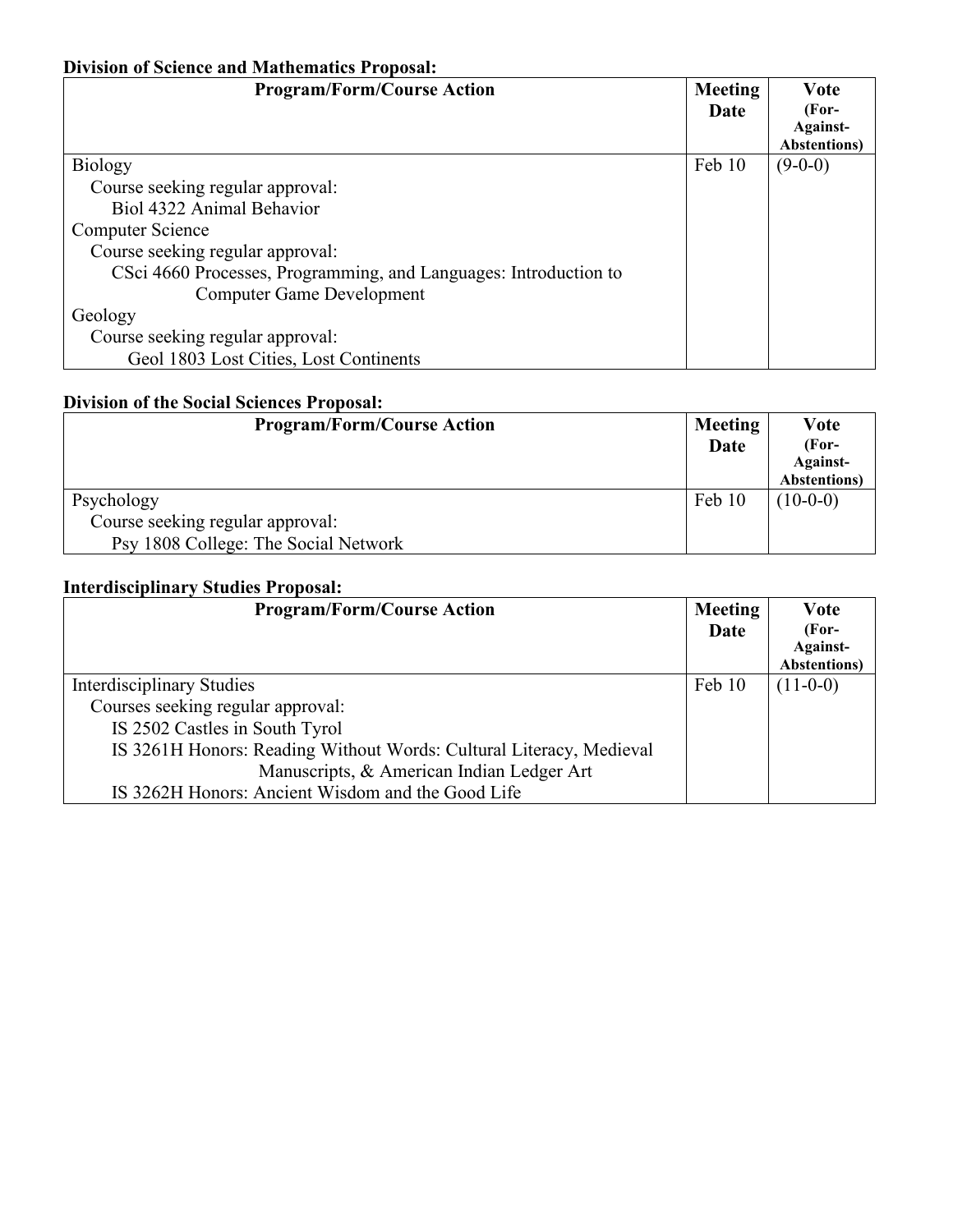**Division of Science and Mathematics Proposal:**

| Program/Form/Course Action | Meeting Date | Vote (For-Against-Abstentions) |
|---|---|---|
| Biology<br>Course seeking regular approval:<br>Biol 4322 Animal Behavior<br>Computer Science<br>Course seeking regular approval:<br>CSci 4660 Processes, Programming, and Languages: Introduction to Computer Game Development<br>Geology<br>Course seeking regular approval:<br>Geol 1803 Lost Cities, Lost Continents | Feb 10 | (9-0-0) |

**Division of the Social Sciences Proposal:**

| Program/Form/Course Action | Meeting Date | Vote (For-Against-Abstentions) |
|---|---|---|
| Psychology<br>Course seeking regular approval:<br>Psy 1808 College: The Social Network | Feb 10 | (10-0-0) |

**Interdisciplinary Studies Proposal:**

| Program/Form/Course Action | Meeting Date | Vote (For-Against-Abstentions) |
|---|---|---|
| Interdisciplinary Studies<br>Courses seeking regular approval:<br>IS 2502 Castles in South Tyrol<br>IS 3261H Honors: Reading Without Words: Cultural Literacy, Medieval Manuscripts, & American Indian Ledger Art<br>IS 3262H Honors: Ancient Wisdom and the Good Life | Feb 10 | (11-0-0) |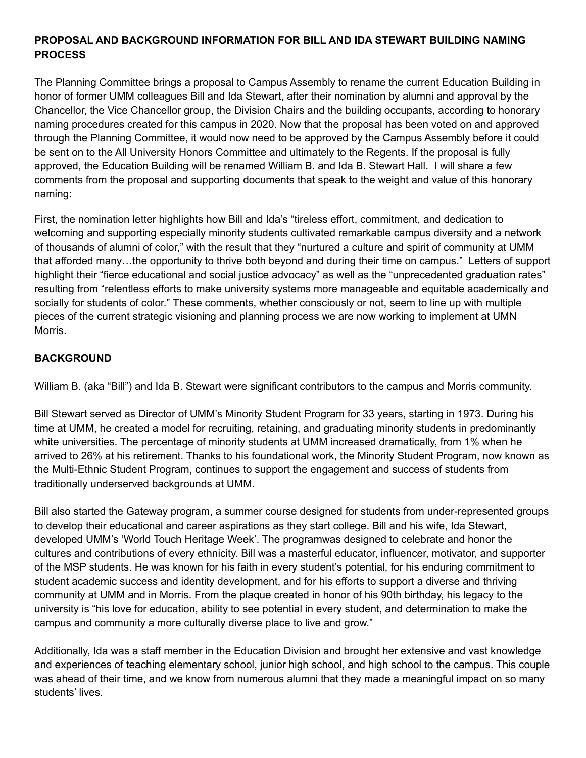**PROPOSAL AND BACKGROUND INFORMATION FOR BILL AND IDA STEWART BUILDING NAMING PROCESS**

The Planning Committee brings a proposal to Campus Assembly to rename the current Education Building in honor of former UMM colleagues Bill and Ida Stewart, after their nomination by alumni and approval by the Chancellor, the Vice Chancellor group, the Division Chairs and the building occupants, according to honorary naming procedures created for this campus in 2020. Now that the proposal has been voted on and approved through the Planning Committee, it would now need to be approved by the Campus Assembly before it could be sent on to the All University Honors Committee and ultimately to the Regents. If the proposal is fully approved, the Education Building will be renamed William B. and Ida B. Stewart Hall. I will share a few comments from the proposal and supporting documents that speak to the weight and value of this honorary naming:

First, the nomination letter highlights how Bill and Ida's "tireless effort, commitment, and dedication to welcoming and supporting especially minority students cultivated remarkable campus diversity and a network of thousands of alumni of color," with the result that they "nurtured a culture and spirit of community at UMM that afforded many…the opportunity to thrive both beyond and during their time on campus." Letters of support highlight their "fierce educational and social justice advocacy" as well as the "unprecedented graduation rates" resulting from "relentless efforts to make university systems more manageable and equitable academically and socially for students of color." These comments, whether consciously or not, seem to line up with multiple pieces of the current strategic visioning and planning process we are now working to implement at UMN Morris.

**BACKGROUND**

William B. (aka "Bill") and Ida B. Stewart were significant contributors to the campus and Morris community.

Bill Stewart served as Director of UMM's Minority Student Program for 33 years, starting in 1973. During his time at UMM, he created a model for recruiting, retaining, and graduating minority students in predominantly white universities. The percentage of minority students at UMM increased dramatically, from 1% when he arrived to 26% at his retirement. Thanks to his foundational work, the Minority Student Program, now known as the Multi-Ethnic Student Program, continues to support the engagement and success of students from traditionally underserved backgrounds at UMM.

Bill also started the Gateway program, a summer course designed for students from under-represented groups to develop their educational and career aspirations as they start college. Bill and his wife, Ida Stewart, developed UMM's 'World Touch Heritage Week'. The programwas designed to celebrate and honor the cultures and contributions of every ethnicity. Bill was a masterful educator, influencer, motivator, and supporter of the MSP students. He was known for his faith in every student's potential, for his enduring commitment to student academic success and identity development, and for his efforts to support a diverse and thriving community at UMM and in Morris. From the plaque created in honor of his 90th birthday, his legacy to the university is "his love for education, ability to see potential in every student, and determination to make the campus and community a more culturally diverse place to live and grow."

Additionally, Ida was a staff member in the Education Division and brought her extensive and vast knowledge and experiences of teaching elementary school, junior high school, and high school to the campus. This couple was ahead of their time, and we know from numerous alumni that they made a meaningful impact on so many students' lives.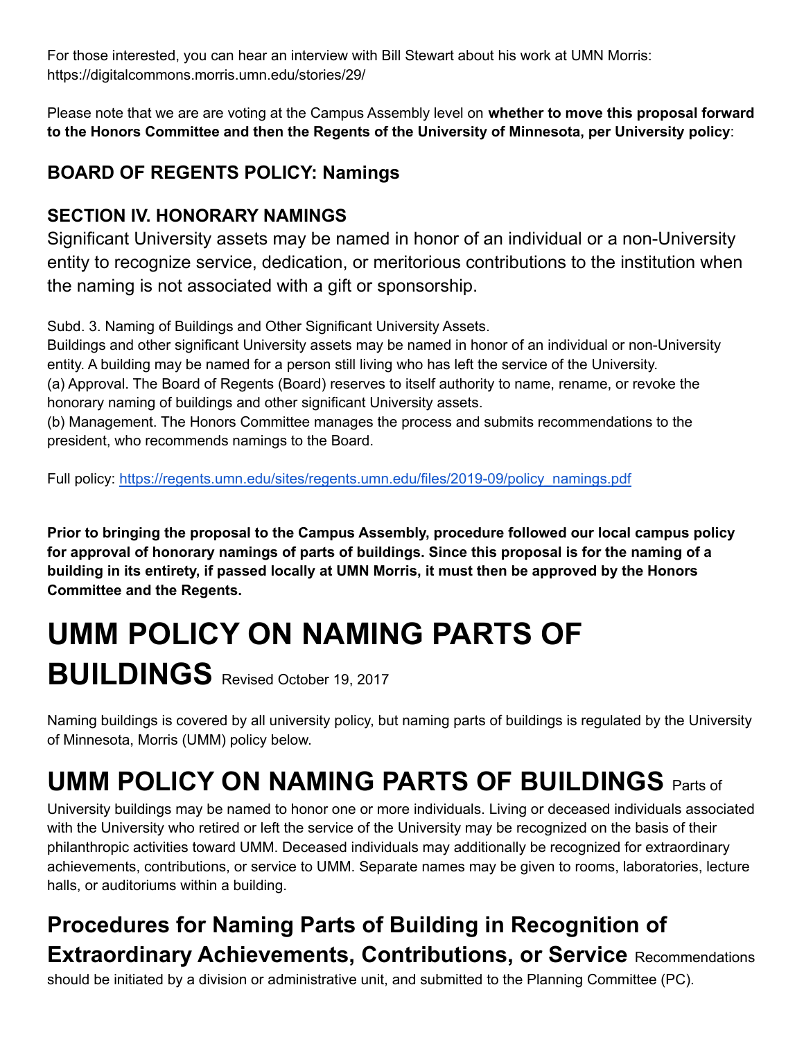For those interested, you can hear an interview with Bill Stewart about his work at UMN Morris: https://digitalcommons.morris.umn.edu/stories/29/

Please note that we are are voting at the Campus Assembly level on **whether to move this proposal forward to the Honors Committee and then the Regents of the University of Minnesota, per University policy**:

### BOARD OF REGENTS POLICY: Namings

### SECTION IV. HONORARY NAMINGS

Significant University assets may be named in honor of an individual or a non-University entity to recognize service, dedication, or meritorious contributions to the institution when the naming is not associated with a gift or sponsorship.

Subd. 3. Naming of Buildings and Other Significant University Assets.
Buildings and other significant University assets may be named in honor of an individual or non-University entity. A building may be named for a person still living who has left the service of the University.
(a) Approval. The Board of Regents (Board) reserves to itself authority to name, rename, or revoke the honorary naming of buildings and other significant University assets.
(b) Management. The Honors Committee manages the process and submits recommendations to the president, who recommends namings to the Board.

Full policy: [https://regents.umn.edu/sites/regents.umn.edu/files/2019-09/policy_namings.pdf](https://regents.umn.edu/sites/regents.umn.edu/files/2019-09/policy_namings.pdf)

**Prior to bringing the proposal to the Campus Assembly, procedure followed our local campus policy for approval of honorary namings of parts of buildings. Since this proposal is for the naming of a building in its entirety, if passed locally at UMN Morris, it must then be approved by the Honors Committee and the Regents.**

# UMM POLICY ON NAMING PARTS OF BUILDINGS

Revised October 19, 2017

Naming buildings is covered by all university policy, but naming parts of buildings is regulated by the University of Minnesota, Morris (UMM) policy below.

# UMM POLICY ON NAMING PARTS OF BUILDINGS

Parts of University buildings may be named to honor one or more individuals. Living or deceased individuals associated with the University who retired or left the service of the University may be recognized on the basis of their philanthropic activities toward UMM. Deceased individuals may additionally be recognized for extraordinary achievements, contributions, or service to UMM. Separate names may be given to rooms, laboratories, lecture halls, or auditoriums within a building.

## Procedures for Naming Parts of Building in Recognition of Extraordinary Achievements, Contributions, or Service

Recommendations should be initiated by a division or administrative unit, and submitted to the Planning Committee (PC).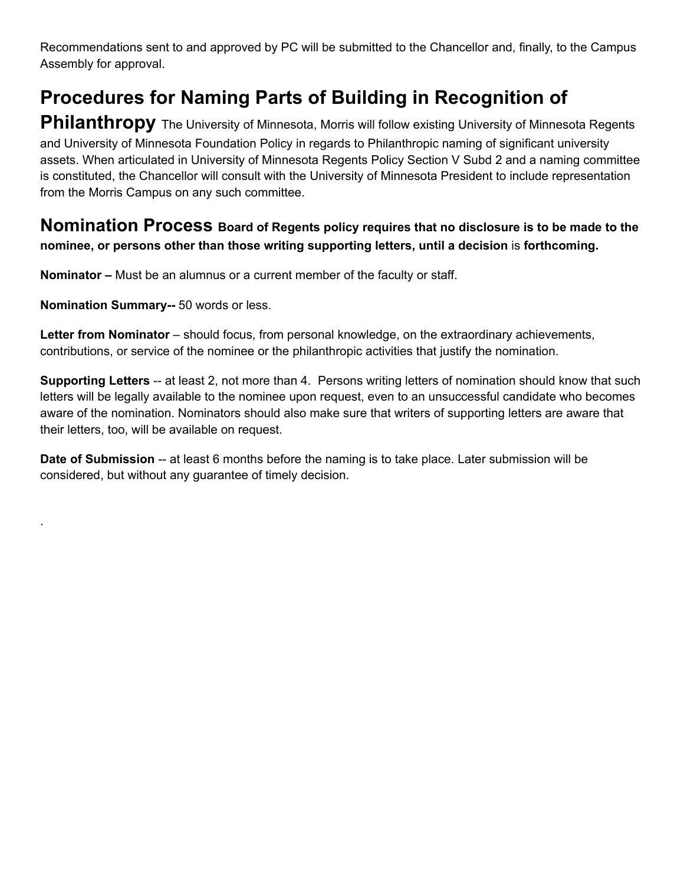Recommendations sent to and approved by PC will be submitted to the Chancellor and, finally, to the Campus Assembly for approval.

## Procedures for Naming Parts of Building in Recognition of Philanthropy

The University of Minnesota, Morris will follow existing University of Minnesota Regents and University of Minnesota Foundation Policy in regards to Philanthropic naming of significant university assets. When articulated in University of Minnesota Regents Policy Section V Subd 2 and a naming committee is constituted, the Chancellor will consult with the University of Minnesota President to include representation from the Morris Campus on any such committee.

## Nomination Process

**Board of Regents policy requires that no disclosure is to be made to the nominee, or persons other than those writing supporting letters, until a decision** is **forthcoming.**

**Nominator –** Must be an alumnus or a current member of the faculty or staff.

**Nomination Summary--** 50 words or less.

**Letter from Nominator** – should focus, from personal knowledge, on the extraordinary achievements, contributions, or service of the nominee or the philanthropic activities that justify the nomination.

**Supporting Letters** -- at least 2, not more than 4. Persons writing letters of nomination should know that such letters will be legally available to the nominee upon request, even to an unsuccessful candidate who becomes aware of the nomination. Nominators should also make sure that writers of supporting letters are aware that their letters, too, will be available on request.

**Date of Submission** -- at least 6 months before the naming is to take place. Later submission will be considered, but without any guarantee of timely decision.

.